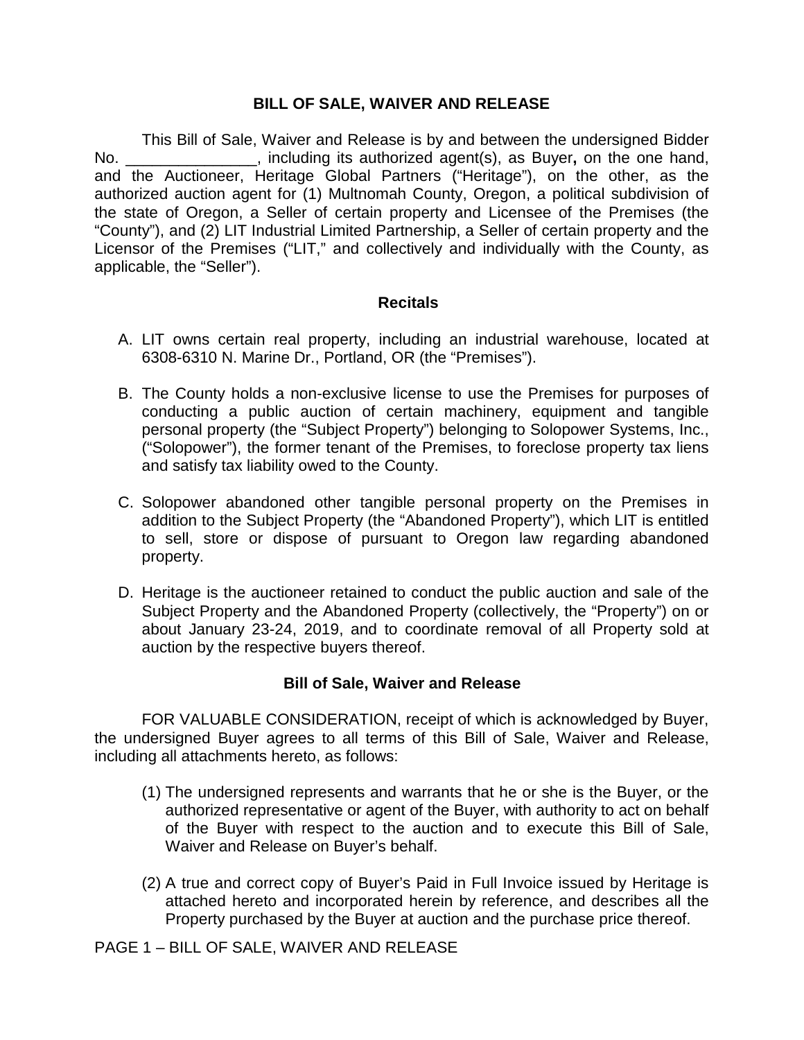# BILL OF SALE, WAIVER AND RELEASE

This Bill of Sale, Waiver and Release is by and between the undersigned Bidder No. _______________, including its authorized agent(s), as Buyer**,** on the one hand, and the Auctioneer, Heritage Global Partners ("Heritage"), on the other, as the authorized auction agent for (1) Multnomah County, Oregon, a political subdivision of the state of Oregon, a Seller of certain property and Licensee of the Premises (the "County"), and (2) LIT Industrial Limited Partnership, a Seller of certain property and the Licensor of the Premises ("LIT," and collectively and individually with the County, as applicable, the "Seller").

## Recitals

A. LIT owns certain real property, including an industrial warehouse, located at 6308-6310 N. Marine Dr., Portland, OR (the "Premises").

B. The County holds a non-exclusive license to use the Premises for purposes of conducting a public auction of certain machinery, equipment and tangible personal property (the "Subject Property") belonging to Solopower Systems, Inc., ("Solopower"), the former tenant of the Premises, to foreclose property tax liens and satisfy tax liability owed to the County.

C. Solopower abandoned other tangible personal property on the Premises in addition to the Subject Property (the "Abandoned Property"), which LIT is entitled to sell, store or dispose of pursuant to Oregon law regarding abandoned property.

D. Heritage is the auctioneer retained to conduct the public auction and sale of the Subject Property and the Abandoned Property (collectively, the "Property") on or about January 23-24, 2019, and to coordinate removal of all Property sold at auction by the respective buyers thereof.

## Bill of Sale, Waiver and Release

FOR VALUABLE CONSIDERATION, receipt of which is acknowledged by Buyer, the undersigned Buyer agrees to all terms of this Bill of Sale, Waiver and Release, including all attachments hereto, as follows:

(1) The undersigned represents and warrants that he or she is the Buyer, or the authorized representative or agent of the Buyer, with authority to act on behalf of the Buyer with respect to the auction and to execute this Bill of Sale, Waiver and Release on Buyer's behalf.

(2) A true and correct copy of Buyer's Paid in Full Invoice issued by Heritage is attached hereto and incorporated herein by reference, and describes all the Property purchased by the Buyer at auction and the purchase price thereof.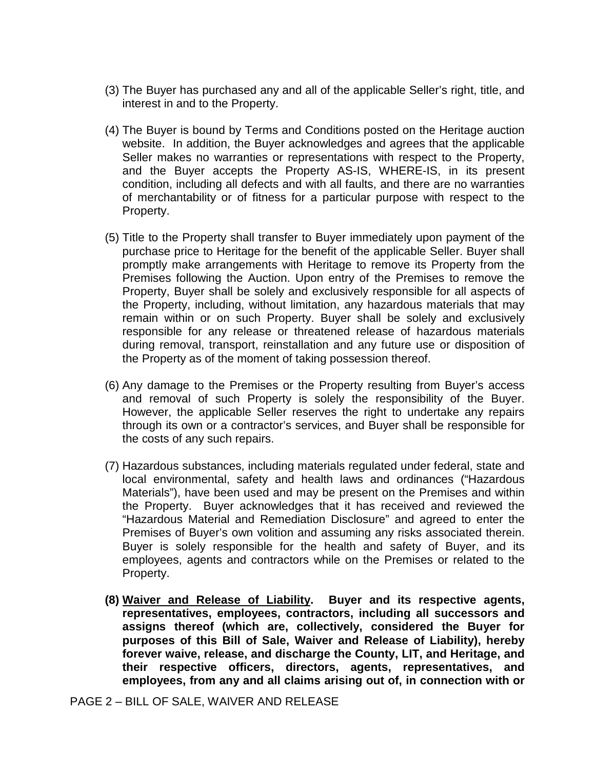(3) The Buyer has purchased any and all of the applicable Seller's right, title, and interest in and to the Property.

(4) The Buyer is bound by Terms and Conditions posted on the Heritage auction website. In addition, the Buyer acknowledges and agrees that the applicable Seller makes no warranties or representations with respect to the Property, and the Buyer accepts the Property AS-IS, WHERE-IS, in its present condition, including all defects and with all faults, and there are no warranties of merchantability or of fitness for a particular purpose with respect to the Property.

(5) Title to the Property shall transfer to Buyer immediately upon payment of the purchase price to Heritage for the benefit of the applicable Seller. Buyer shall promptly make arrangements with Heritage to remove its Property from the Premises following the Auction. Upon entry of the Premises to remove the Property, Buyer shall be solely and exclusively responsible for all aspects of the Property, including, without limitation, any hazardous materials that may remain within or on such Property. Buyer shall be solely and exclusively responsible for any release or threatened release of hazardous materials during removal, transport, reinstallation and any future use or disposition of the Property as of the moment of taking possession thereof.

(6) Any damage to the Premises or the Property resulting from Buyer's access and removal of such Property is solely the responsibility of the Buyer. However, the applicable Seller reserves the right to undertake any repairs through its own or a contractor's services, and Buyer shall be responsible for the costs of any such repairs.

(7) Hazardous substances, including materials regulated under federal, state and local environmental, safety and health laws and ordinances ("Hazardous Materials"), have been used and may be present on the Premises and within the Property. Buyer acknowledges that it has received and reviewed the "Hazardous Material and Remediation Disclosure" and agreed to enter the Premises of Buyer's own volition and assuming any risks associated therein. Buyer is solely responsible for the health and safety of Buyer, and its employees, agents and contractors while on the Premises or related to the Property.

**(8) <u>Waiver and Release of Liability</u>. Buyer and its respective agents, representatives, employees, contractors, including all successors and assigns thereof (which are, collectively, considered the Buyer for purposes of this Bill of Sale, Waiver and Release of Liability), hereby forever waive, release, and discharge the County, LIT, and Heritage, and their respective officers, directors, agents, representatives, and employees, from any and all claims arising out of, in connection with or**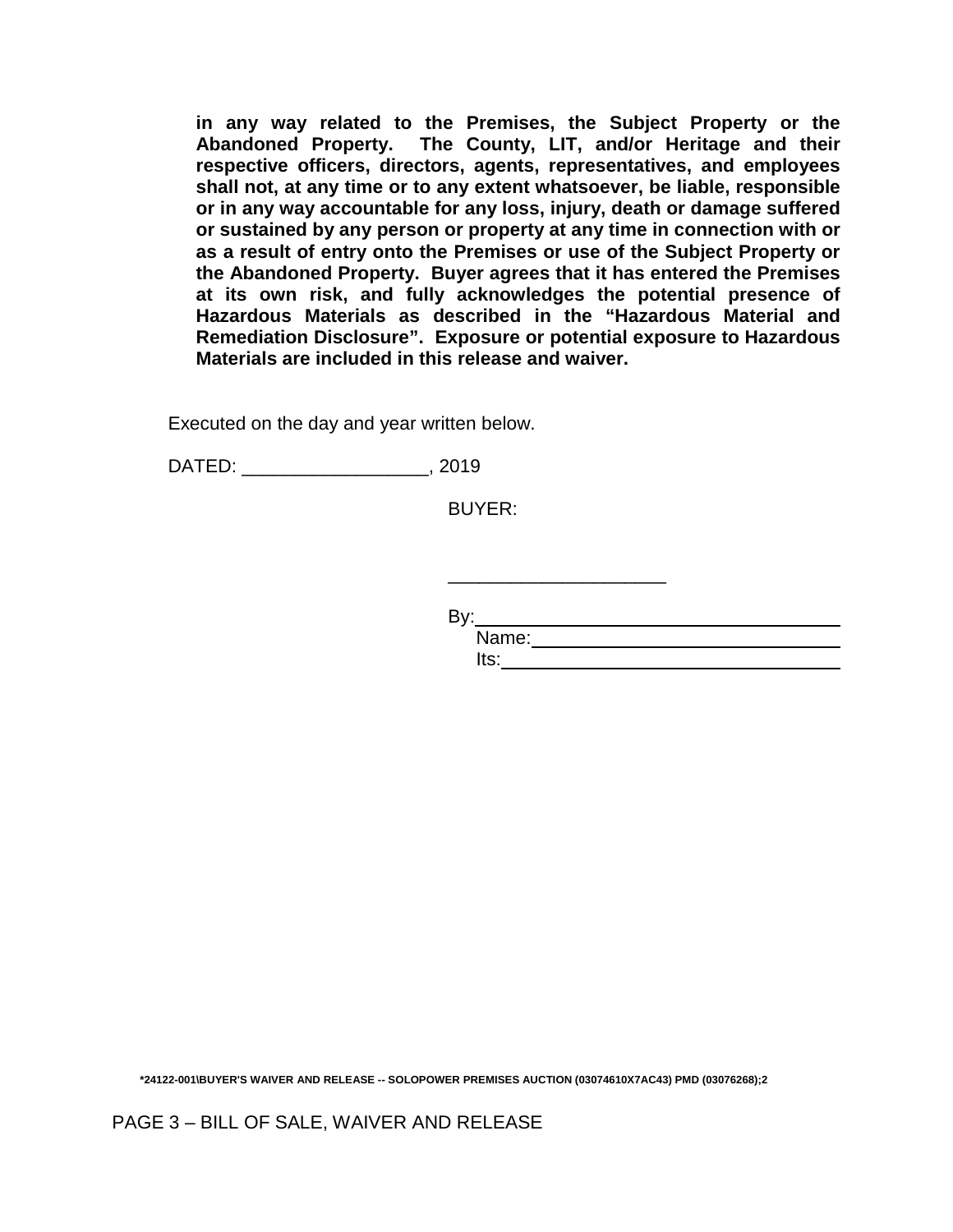**in any way related to the Premises, the Subject Property or the Abandoned Property. The County, LIT, and/or Heritage and their respective officers, directors, agents, representatives, and employees shall not, at any time or to any extent whatsoever, be liable, responsible or in any way accountable for any loss, injury, death or damage suffered or sustained by any person or property at any time in connection with or as a result of entry onto the Premises or use of the Subject Property or the Abandoned Property. Buyer agrees that it has entered the Premises at its own risk, and fully acknowledges the potential presence of Hazardous Materials as described in the "Hazardous Material and Remediation Disclosure". Exposure or potential exposure to Hazardous Materials are included in this release and waiver.**

Executed on the day and year written below.

DATED: __________________, 2019

BUYER:

_____________________

By: ____________________________________

Name: ________________________________

Its: ___________________________________

**\*24122-001\BUYER'S WAIVER AND RELEASE -- SOLOPOWER PREMISES AUCTION (03074610X7AC43) PMD (03076268);2**

PAGE 3 – BILL OF SALE, WAIVER AND RELEASE